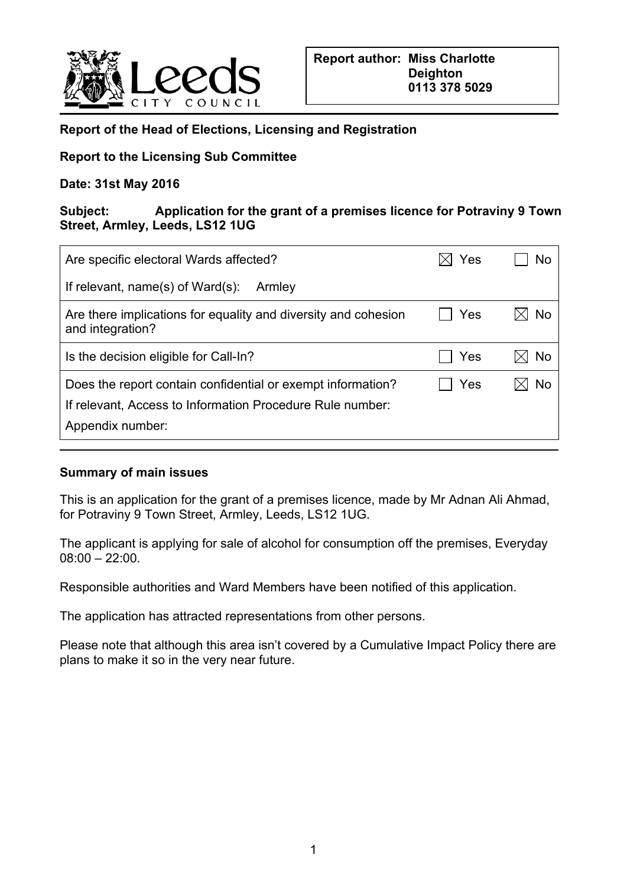**Report author: Miss Charlotte Deighton 0113 378 5029**

**Report of the Head of Elections, Licensing and Registration**

**Report to the Licensing Sub Committee**

**Date: 31st May 2016**

**Subject: Application for the grant of a premises licence for Potraviny 9 Town Street, Armley, Leeds, LS12 1UG**

| | | |
|---|---|---|
| Are specific electoral Wards affected? | ☒ Yes | ☐ No |
| If relevant, name(s) of Ward(s): Armley | | |
| Are there implications for equality and diversity and cohesion and integration? | ☐ Yes | ☒ No |
| Is the decision eligible for Call-In? | ☐ Yes | ☒ No |
| Does the report contain confidential or exempt information? | ☐ Yes | ☒ No |
| If relevant, Access to Information Procedure Rule number: | | |
| Appendix number: | | |

**Summary of main issues**

This is an application for the grant of a premises licence, made by Mr Adnan Ali Ahmad, for Potraviny 9 Town Street, Armley, Leeds, LS12 1UG.

The applicant is applying for sale of alcohol for consumption off the premises, Everyday 08:00 – 22:00.

Responsible authorities and Ward Members have been notified of this application.

The application has attracted representations from other persons.

Please note that although this area isn't covered by a Cumulative Impact Policy there are plans to make it so in the very near future.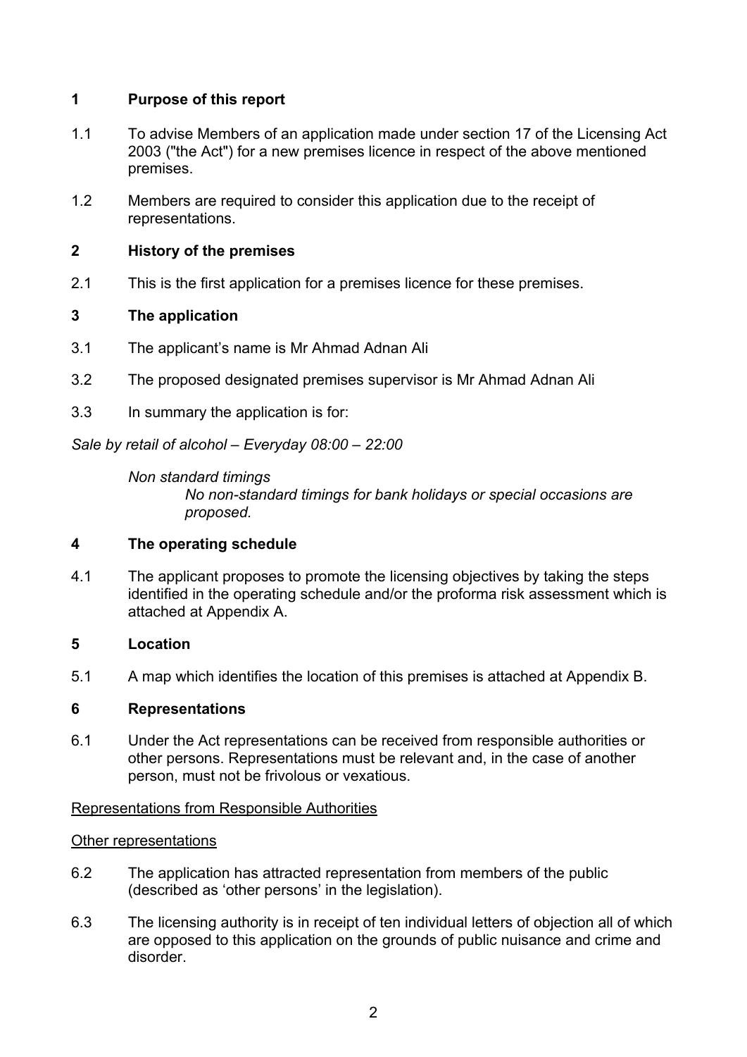## 1 Purpose of this report

1.1 To advise Members of an application made under section 17 of the Licensing Act 2003 ("the Act") for a new premises licence in respect of the above mentioned premises.

1.2 Members are required to consider this application due to the receipt of representations.

## 2 History of the premises

2.1 This is the first application for a premises licence for these premises.

## 3 The application

3.1 The applicant's name is Mr Ahmad Adnan Ali

3.2 The proposed designated premises supervisor is Mr Ahmad Adnan Ali

3.3 In summary the application is for:

*Sale by retail of alcohol – Everyday 08:00 – 22:00*

*Non standard timings*

*No non-standard timings for bank holidays or special occasions are proposed.*

## 4 The operating schedule

4.1 The applicant proposes to promote the licensing objectives by taking the steps identified in the operating schedule and/or the proforma risk assessment which is attached at Appendix A.

## 5 Location

5.1 A map which identifies the location of this premises is attached at Appendix B.

## 6 Representations

6.1 Under the Act representations can be received from responsible authorities or other persons. Representations must be relevant and, in the case of another person, must not be frivolous or vexatious.

Representations from Responsible Authorities

Other representations

6.2 The application has attracted representation from members of the public (described as 'other persons' in the legislation).

6.3 The licensing authority is in receipt of ten individual letters of objection all of which are opposed to this application on the grounds of public nuisance and crime and disorder.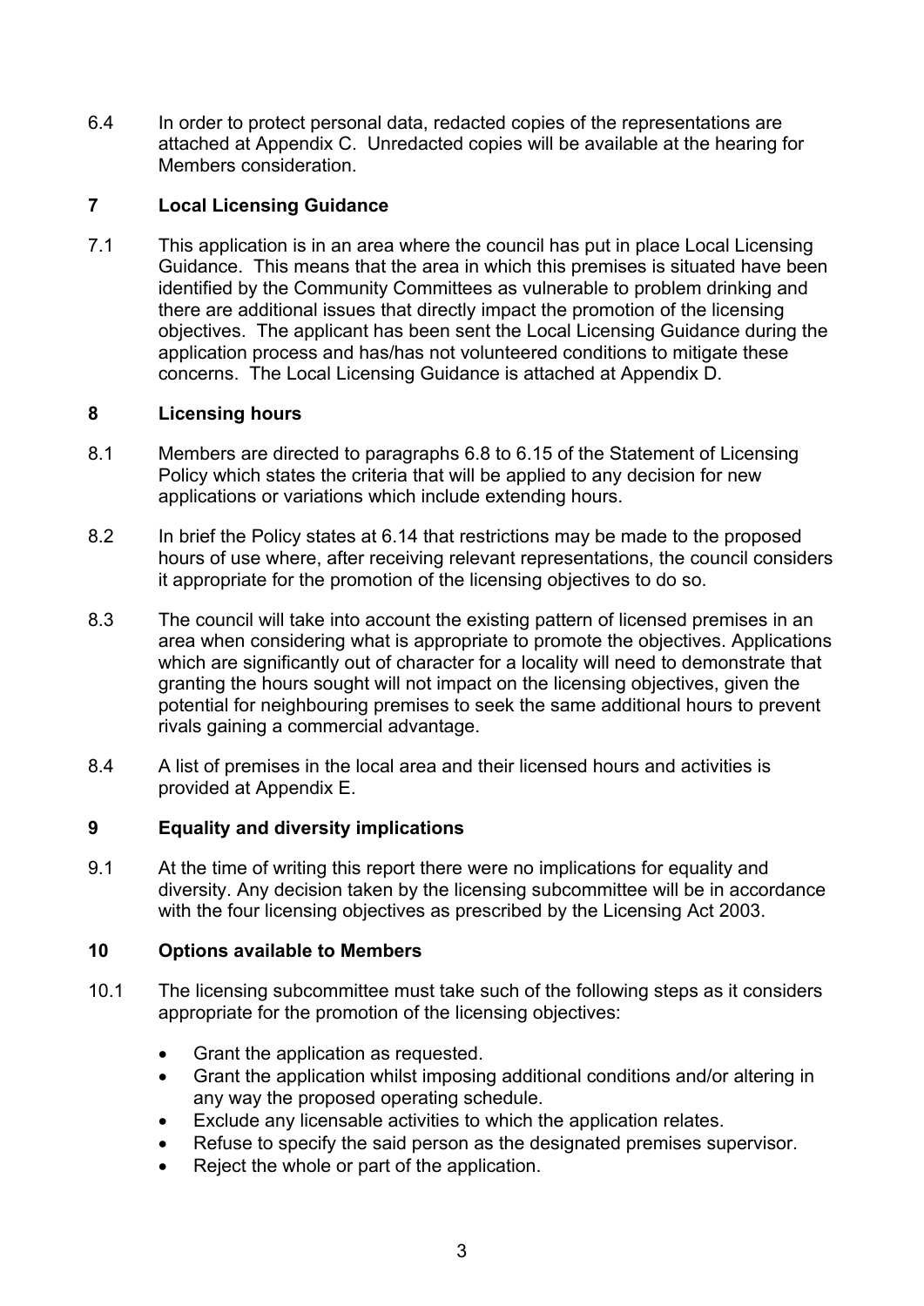6.4 In order to protect personal data, redacted copies of the representations are attached at Appendix C. Unredacted copies will be available at the hearing for Members consideration.

## 7 Local Licensing Guidance

7.1 This application is in an area where the council has put in place Local Licensing Guidance. This means that the area in which this premises is situated have been identified by the Community Committees as vulnerable to problem drinking and there are additional issues that directly impact the promotion of the licensing objectives. The applicant has been sent the Local Licensing Guidance during the application process and has/has not volunteered conditions to mitigate these concerns. The Local Licensing Guidance is attached at Appendix D.

## 8 Licensing hours

8.1 Members are directed to paragraphs 6.8 to 6.15 of the Statement of Licensing Policy which states the criteria that will be applied to any decision for new applications or variations which include extending hours.

8.2 In brief the Policy states at 6.14 that restrictions may be made to the proposed hours of use where, after receiving relevant representations, the council considers it appropriate for the promotion of the licensing objectives to do so.

8.3 The council will take into account the existing pattern of licensed premises in an area when considering what is appropriate to promote the objectives. Applications which are significantly out of character for a locality will need to demonstrate that granting the hours sought will not impact on the licensing objectives, given the potential for neighbouring premises to seek the same additional hours to prevent rivals gaining a commercial advantage.

8.4 A list of premises in the local area and their licensed hours and activities is provided at Appendix E.

## 9 Equality and diversity implications

9.1 At the time of writing this report there were no implications for equality and diversity. Any decision taken by the licensing subcommittee will be in accordance with the four licensing objectives as prescribed by the Licensing Act 2003.

## 10 Options available to Members

10.1 The licensing subcommittee must take such of the following steps as it considers appropriate for the promotion of the licensing objectives:

- Grant the application as requested.
- Grant the application whilst imposing additional conditions and/or altering in any way the proposed operating schedule.
- Exclude any licensable activities to which the application relates.
- Refuse to specify the said person as the designated premises supervisor.
- Reject the whole or part of the application.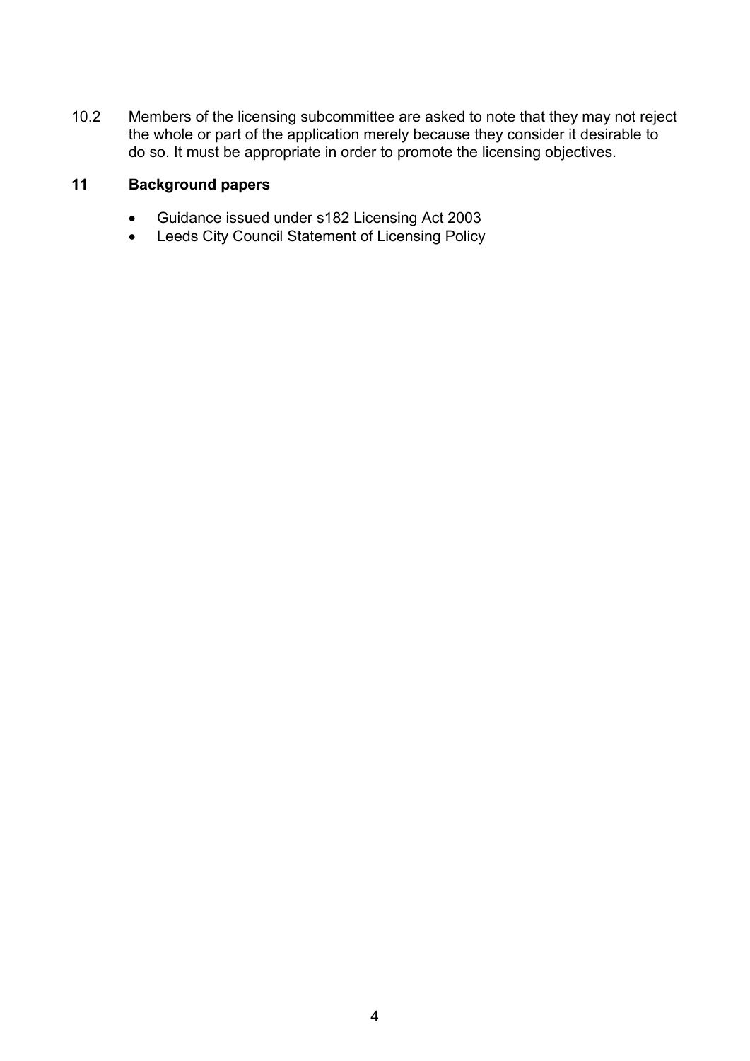10.2 Members of the licensing subcommittee are asked to note that they may not reject the whole or part of the application merely because they consider it desirable to do so. It must be appropriate in order to promote the licensing objectives.

## 11 Background papers

- Guidance issued under s182 Licensing Act 2003
- Leeds City Council Statement of Licensing Policy